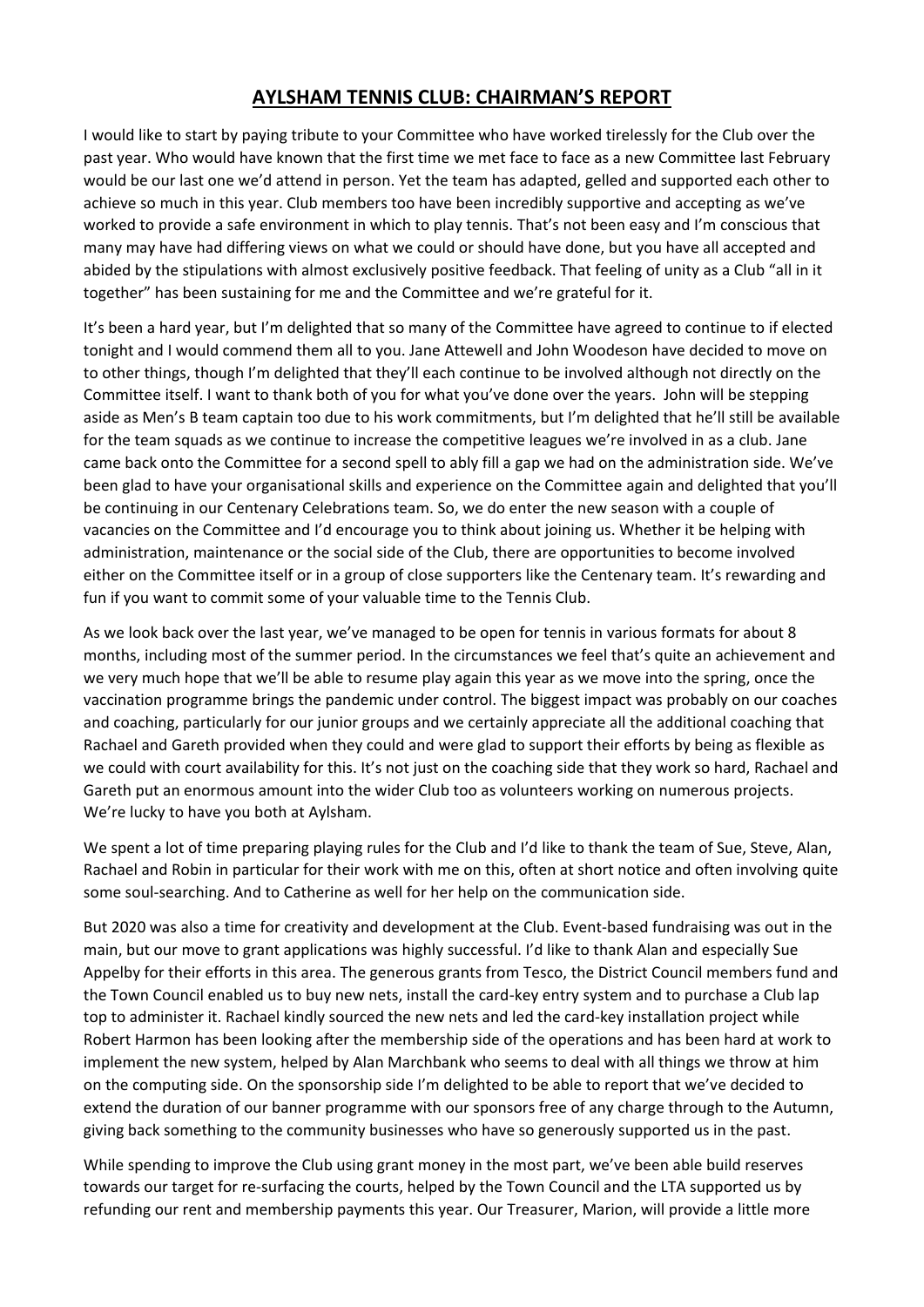# AYLSHAM TENNIS CLUB: CHAIRMAN'S REPORT

I would like to start by paying tribute to your Committee who have worked tirelessly for the Club over the past year. Who would have known that the first time we met face to face as a new Committee last February would be our last one we'd attend in person. Yet the team has adapted, gelled and supported each other to achieve so much in this year. Club members too have been incredibly supportive and accepting as we've worked to provide a safe environment in which to play tennis. That's not been easy and I'm conscious that many may have had differing views on what we could or should have done, but you have all accepted and abided by the stipulations with almost exclusively positive feedback. That feeling of unity as a Club "all in it together" has been sustaining for me and the Committee and we're grateful for it.

It's been a hard year, but I'm delighted that so many of the Committee have agreed to continue to if elected tonight and I would commend them all to you. Jane Attewell and John Woodeson have decided to move on to other things, though I'm delighted that they'll each continue to be involved although not directly on the Committee itself. I want to thank both of you for what you've done over the years. John will be stepping aside as Men's B team captain too due to his work commitments, but I'm delighted that he'll still be available for the team squads as we continue to increase the competitive leagues we're involved in as a club. Jane came back onto the Committee for a second spell to ably fill a gap we had on the administration side. We've been glad to have your organisational skills and experience on the Committee again and delighted that you'll be continuing in our Centenary Celebrations team. So, we do enter the new season with a couple of vacancies on the Committee and I'd encourage you to think about joining us. Whether it be helping with administration, maintenance or the social side of the Club, there are opportunities to become involved either on the Committee itself or in a group of close supporters like the Centenary team. It's rewarding and fun if you want to commit some of your valuable time to the Tennis Club.

As we look back over the last year, we've managed to be open for tennis in various formats for about 8 months, including most of the summer period. In the circumstances we feel that's quite an achievement and we very much hope that we'll be able to resume play again this year as we move into the spring, once the vaccination programme brings the pandemic under control. The biggest impact was probably on our coaches and coaching, particularly for our junior groups and we certainly appreciate all the additional coaching that Rachael and Gareth provided when they could and were glad to support their efforts by being as flexible as we could with court availability for this. It's not just on the coaching side that they work so hard, Rachael and Gareth put an enormous amount into the wider Club too as volunteers working on numerous projects. We're lucky to have you both at Aylsham.

We spent a lot of time preparing playing rules for the Club and I'd like to thank the team of Sue, Steve, Alan, Rachael and Robin in particular for their work with me on this, often at short notice and often involving quite some soul-searching. And to Catherine as well for her help on the communication side.

But 2020 was also a time for creativity and development at the Club. Event-based fundraising was out in the main, but our move to grant applications was highly successful. I'd like to thank Alan and especially Sue Appelby for their efforts in this area. The generous grants from Tesco, the District Council members fund and the Town Council enabled us to buy new nets, install the card-key entry system and to purchase a Club lap top to administer it. Rachael kindly sourced the new nets and led the card-key installation project while Robert Harmon has been looking after the membership side of the operations and has been hard at work to implement the new system, helped by Alan Marchbank who seems to deal with all things we throw at him on the computing side. On the sponsorship side I'm delighted to be able to report that we've decided to extend the duration of our banner programme with our sponsors free of any charge through to the Autumn, giving back something to the community businesses who have so generously supported us in the past.

While spending to improve the Club using grant money in the most part, we've been able build reserves towards our target for re-surfacing the courts, helped by the Town Council and the LTA supported us by refunding our rent and membership payments this year. Our Treasurer, Marion, will provide a little more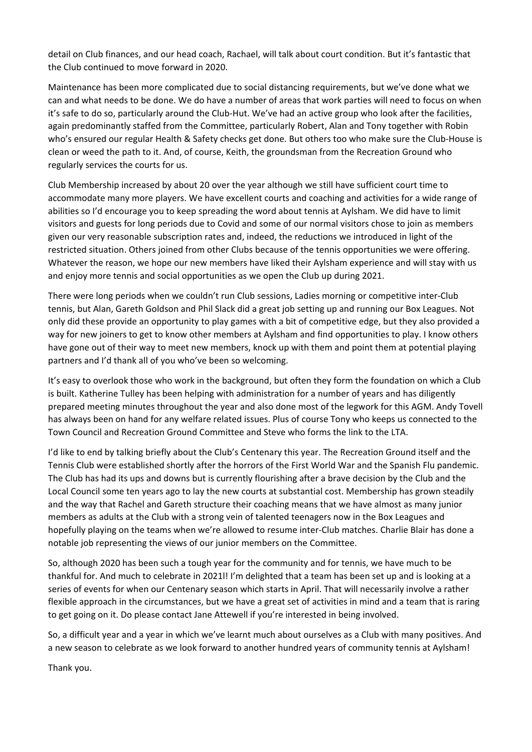detail on Club finances, and our head coach, Rachael, will talk about court condition. But it's fantastic that the Club continued to move forward in 2020.

Maintenance has been more complicated due to social distancing requirements, but we've done what we can and what needs to be done. We do have a number of areas that work parties will need to focus on when it's safe to do so, particularly around the Club-Hut. We've had an active group who look after the facilities, again predominantly staffed from the Committee, particularly Robert, Alan and Tony together with Robin who's ensured our regular Health & Safety checks get done. But others too who make sure the Club-House is clean or weed the path to it. And, of course, Keith, the groundsman from the Recreation Ground who regularly services the courts for us.

Club Membership increased by about 20 over the year although we still have sufficient court time to accommodate many more players. We have excellent courts and coaching and activities for a wide range of abilities so I'd encourage you to keep spreading the word about tennis at Aylsham. We did have to limit visitors and guests for long periods due to Covid and some of our normal visitors chose to join as members given our very reasonable subscription rates and, indeed, the reductions we introduced in light of the restricted situation. Others joined from other Clubs because of the tennis opportunities we were offering. Whatever the reason, we hope our new members have liked their Aylsham experience and will stay with us and enjoy more tennis and social opportunities as we open the Club up during 2021.

There were long periods when we couldn't run Club sessions, Ladies morning or competitive inter-Club tennis, but Alan, Gareth Goldson and Phil Slack did a great job setting up and running our Box Leagues. Not only did these provide an opportunity to play games with a bit of competitive edge, but they also provided a way for new joiners to get to know other members at Aylsham and find opportunities to play. I know others have gone out of their way to meet new members, knock up with them and point them at potential playing partners and I'd thank all of you who've been so welcoming.

It's easy to overlook those who work in the background, but often they form the foundation on which a Club is built. Katherine Tulley has been helping with administration for a number of years and has diligently prepared meeting minutes throughout the year and also done most of the legwork for this AGM. Andy Tovell has always been on hand for any welfare related issues. Plus of course Tony who keeps us connected to the Town Council and Recreation Ground Committee and Steve who forms the link to the LTA.

I'd like to end by talking briefly about the Club's Centenary this year. The Recreation Ground itself and the Tennis Club were established shortly after the horrors of the First World War and the Spanish Flu pandemic. The Club has had its ups and downs but is currently flourishing after a brave decision by the Club and the Local Council some ten years ago to lay the new courts at substantial cost. Membership has grown steadily and the way that Rachel and Gareth structure their coaching means that we have almost as many junior members as adults at the Club with a strong vein of talented teenagers now in the Box Leagues and hopefully playing on the teams when we're allowed to resume inter-Club matches. Charlie Blair has done a notable job representing the views of our junior members on the Committee.

So, although 2020 has been such a tough year for the community and for tennis, we have much to be thankful for. And much to celebrate in 2021l! I'm delighted that a team has been set up and is looking at a series of events for when our Centenary season which starts in April. That will necessarily involve a rather flexible approach in the circumstances, but we have a great set of activities in mind and a team that is raring to get going on it. Do please contact Jane Attewell if you're interested in being involved.

So, a difficult year and a year in which we've learnt much about ourselves as a Club with many positives. And a new season to celebrate as we look forward to another hundred years of community tennis at Aylsham!

Thank you.